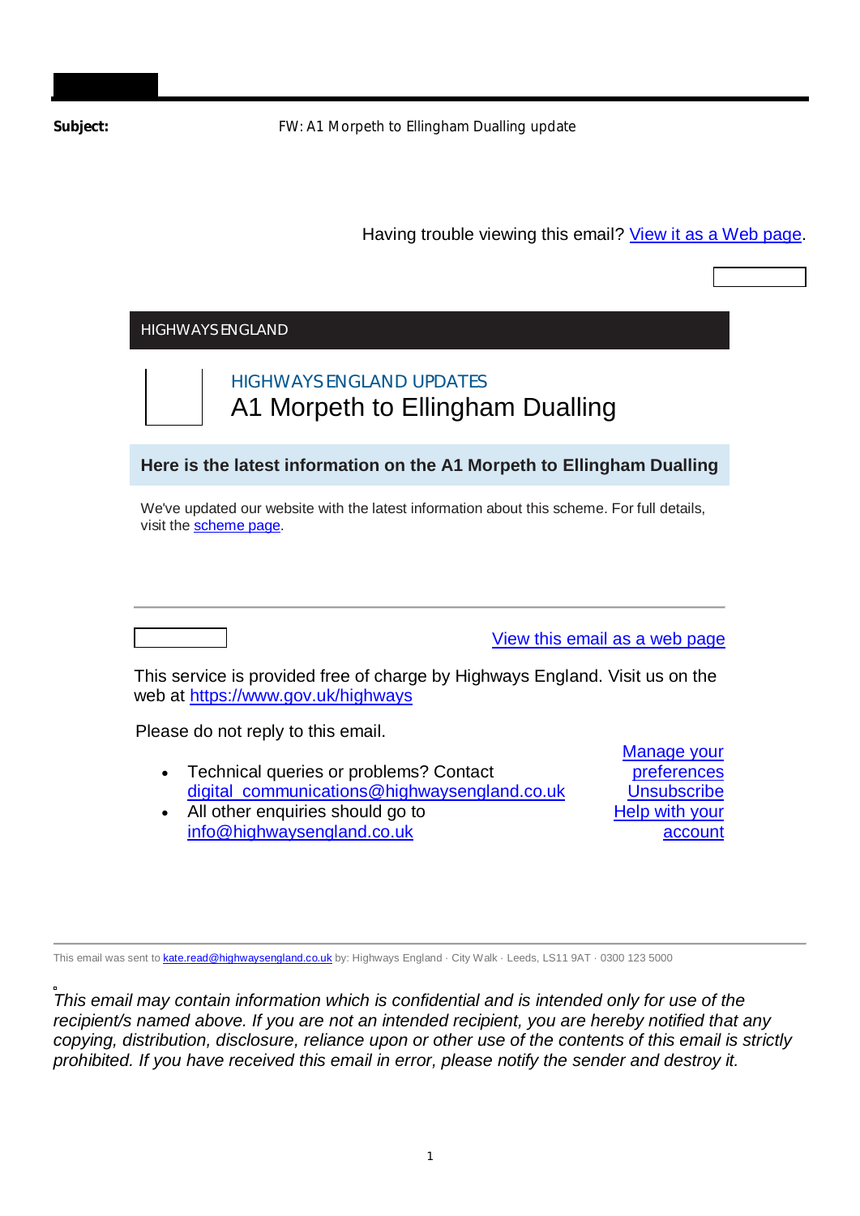**Subject:** FW: A1 Morpeth to Ellingham Dualling update

Having trouble viewing this email? View it as a Web page.

HIGHWAYS ENGLAND

HIGHWAYS ENGLAND UPDATES

# A1 Morpeth to Ellingham Dualling

## Here is the latest information on the A1 Morpeth to Ellingham Dualling

We've updated our website with the latest information about this scheme. For full details, visit the scheme page.

---

View this email as a web page

This service is provided free of charge by Highways England. Visit us on the web at https://www.gov.uk/highways

Please do not reply to this email.

- Technical queries or problems? Contact digital_communications@highwaysengland.co.uk
- All other enquiries should go to info@highwaysengland.co.uk

Manage your preferences
Unsubscribe
Help with your account

---

This email was sent to kate.read@highwaysengland.co.uk by: Highways England · City Walk · Leeds, LS11 9AT · 0300 123 5000

*This email may contain information which is confidential and is intended only for use of the recipient/s named above. If you are not an intended recipient, you are hereby notified that any copying, distribution, disclosure, reliance upon or other use of the contents of this email is strictly prohibited. If you have received this email in error, please notify the sender and destroy it.*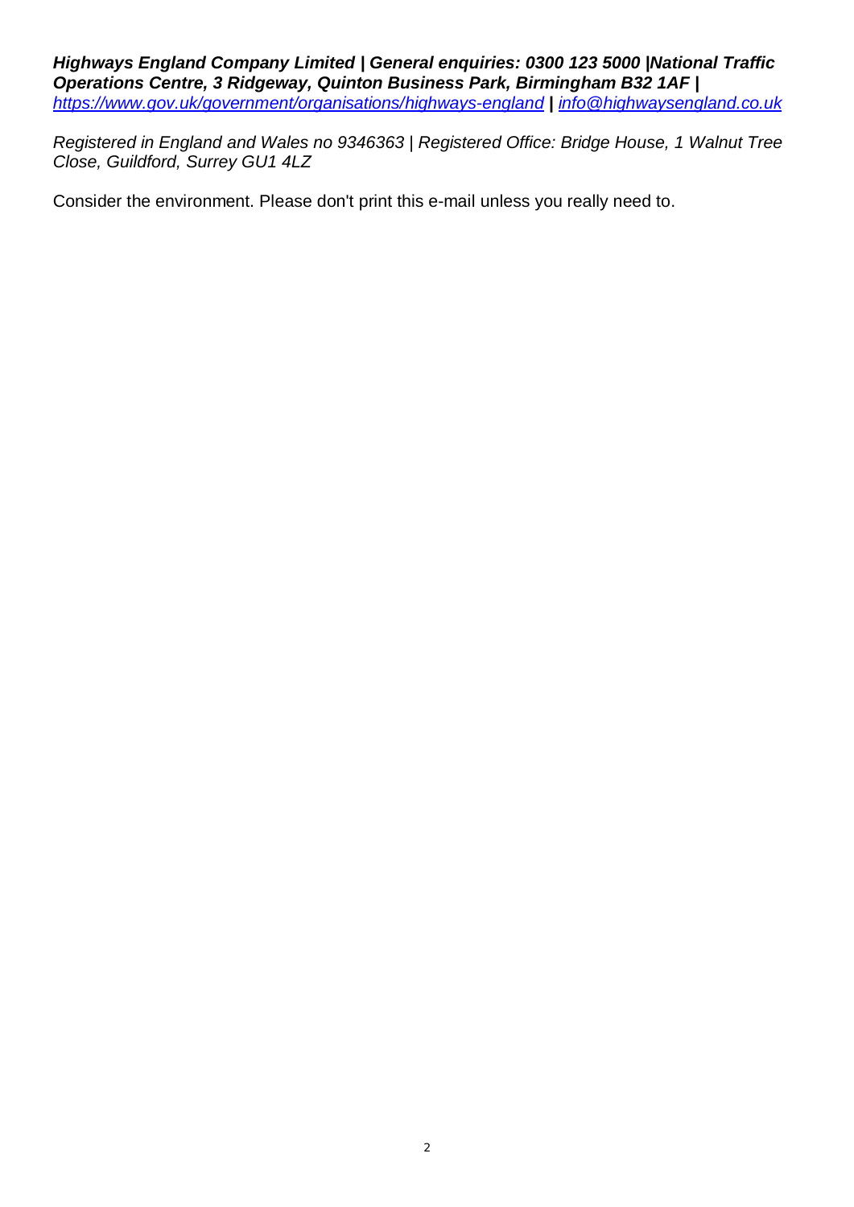***Highways England Company Limited | General enquiries: 0300 123 5000 |National Traffic Operations Centre, 3 Ridgeway, Quinton Business Park, Birmingham B32 1AF |***
*https://www.gov.uk/government/organisations/highways-england* **|** *info@highwaysengland.co.uk*

*Registered in England and Wales no 9346363 | Registered Office: Bridge House, 1 Walnut Tree Close, Guildford, Surrey GU1 4LZ*

Consider the environment. Please don't print this e-mail unless you really need to.